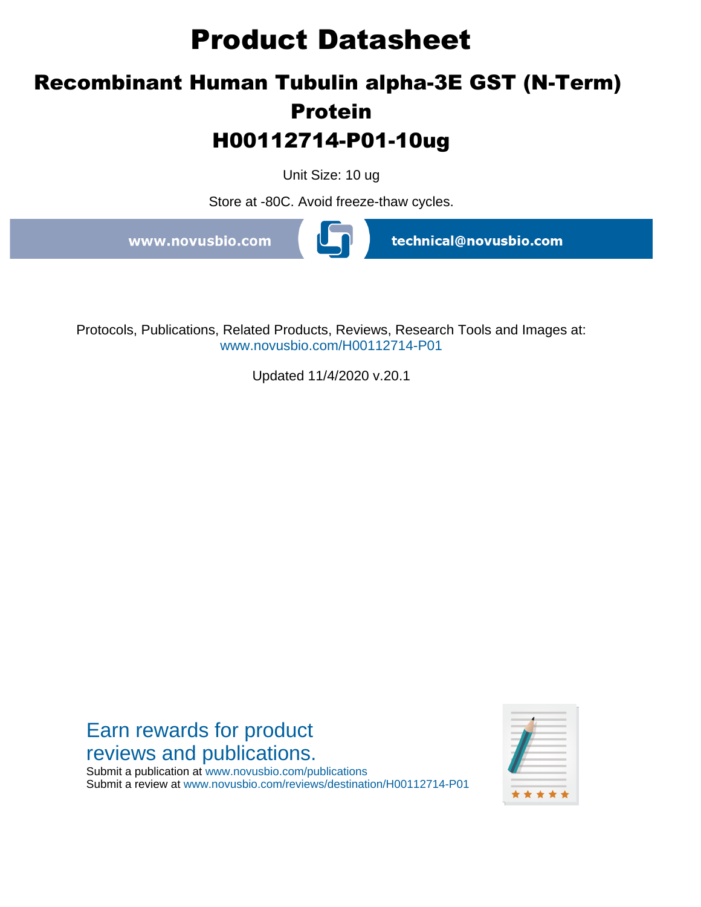# Product Datasheet

## Recombinant Human Tubulin alpha-3E GST (N-Term) Protein

## H00112714-P01-10ug

Unit Size: 10 ug

Store at -80C. Avoid freeze-thaw cycles.

www.novusbio.com technical@novusbio.com

Protocols, Publications, Related Products, Reviews, Research Tools and Images at:
www.novusbio.com/H00112714-P01

Updated 11/4/2020 v.20.1

Earn rewards for product reviews and publications.

Submit a publication at www.novusbio.com/publications
Submit a review at www.novusbio.com/reviews/destination/H00112714-P01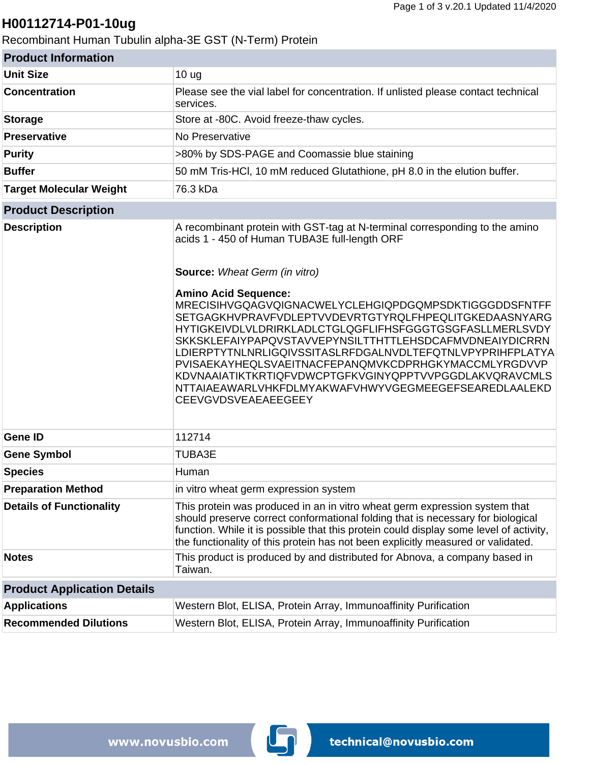# H00112714-P01-10ug

Recombinant Human Tubulin alpha-3E GST (N-Term) Protein

| Product Information | |
|---|---|
| **Unit Size** | 10 ug |
| **Concentration** | Please see the vial label for concentration. If unlisted please contact technical services. |
| **Storage** | Store at -80C. Avoid freeze-thaw cycles. |
| **Preservative** | No Preservative |
| **Purity** | >80% by SDS-PAGE and Coomassie blue staining |
| **Buffer** | 50 mM Tris-HCl, 10 mM reduced Glutathione, pH 8.0 in the elution buffer. |
| **Target Molecular Weight** | 76.3 kDa |

| Product Description | |
|---|---|
| **Description** | A recombinant protein with GST-tag at N-terminal corresponding to the amino acids 1 - 450 of Human TUBA3E full-length ORF<br><br>**Source:** *Wheat Germ (in vitro)*<br><br>**Amino Acid Sequence:**<br>MRECISIHVGQAGVQIGNACWELYCLEHGIQPDGQMPSDKTIGGGDDSFNTFFSETGAGKHVPRAVFVDLEPTVVDEVRTGTYRQLFHPEQLITGKEDAASNYARGHYTIGKEIVDLVLDRIRKLADLCTGLQGFLIFHSFGGGTGSGFASLLMERLSVDYSKKSKLEFAIYPAPQVSTAVVEPYNSILTTHTTLEHSDCAFMVDNEAIYDICRRNLDIERPTYTNLNRLIGQIVSSITASLRFDGALNVDLTEFQTNLVPYPRIHFPLATYAPVISAEKAYHEQLSVAEITNACFEPANQMVKCDPRHGKYMACCMLYRGDVVPKDVNAAIATIKTKRTIQFVDWCPTGFKVGINYQPPTVVPGGDLAKVQRAVCMLSNTTAIAEAWARLVHKFDLMYAKWAFVHWYVGEGMEEGEFSEAREDLAALEKDCEEVGVDSVEAEAEEGEEY |
| **Gene ID** | 112714 |
| **Gene Symbol** | TUBA3E |
| **Species** | Human |
| **Preparation Method** | in vitro wheat germ expression system |
| **Details of Functionality** | This protein was produced in an in vitro wheat germ expression system that should preserve correct conformational folding that is necessary for biological function. While it is possible that this protein could display some level of activity, the functionality of this protein has not been explicitly measured or validated. |
| **Notes** | This product is produced by and distributed for Abnova, a company based in Taiwan. |

| Product Application Details | |
|---|---|
| **Applications** | Western Blot, ELISA, Protein Array, Immunoaffinity Purification |
| **Recommended Dilutions** | Western Blot, ELISA, Protein Array, Immunoaffinity Purification |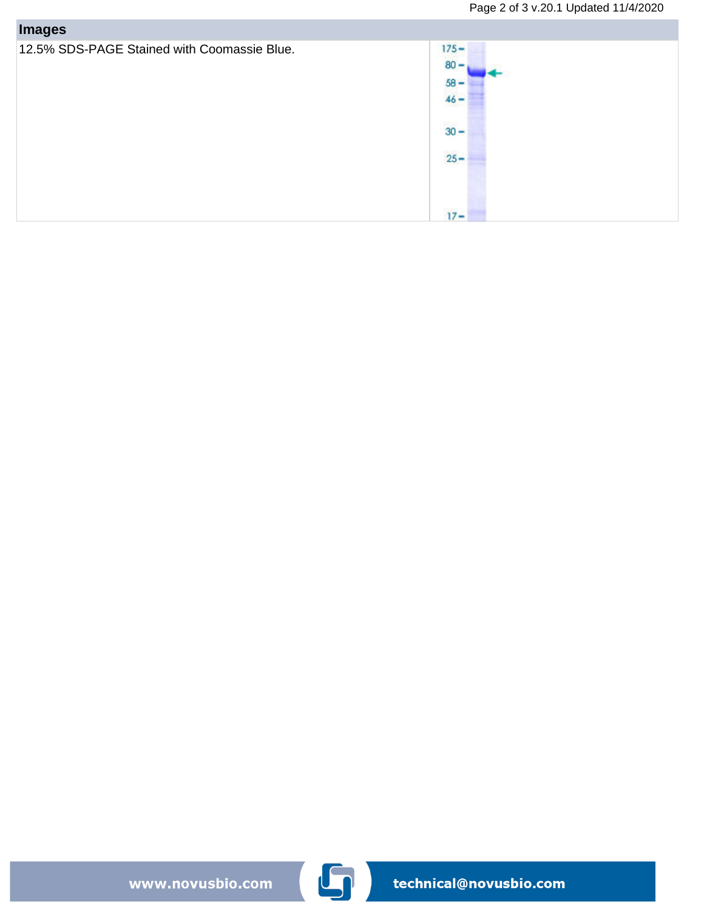## Images

12.5% SDS-PAGE Stained with Coomassie Blue.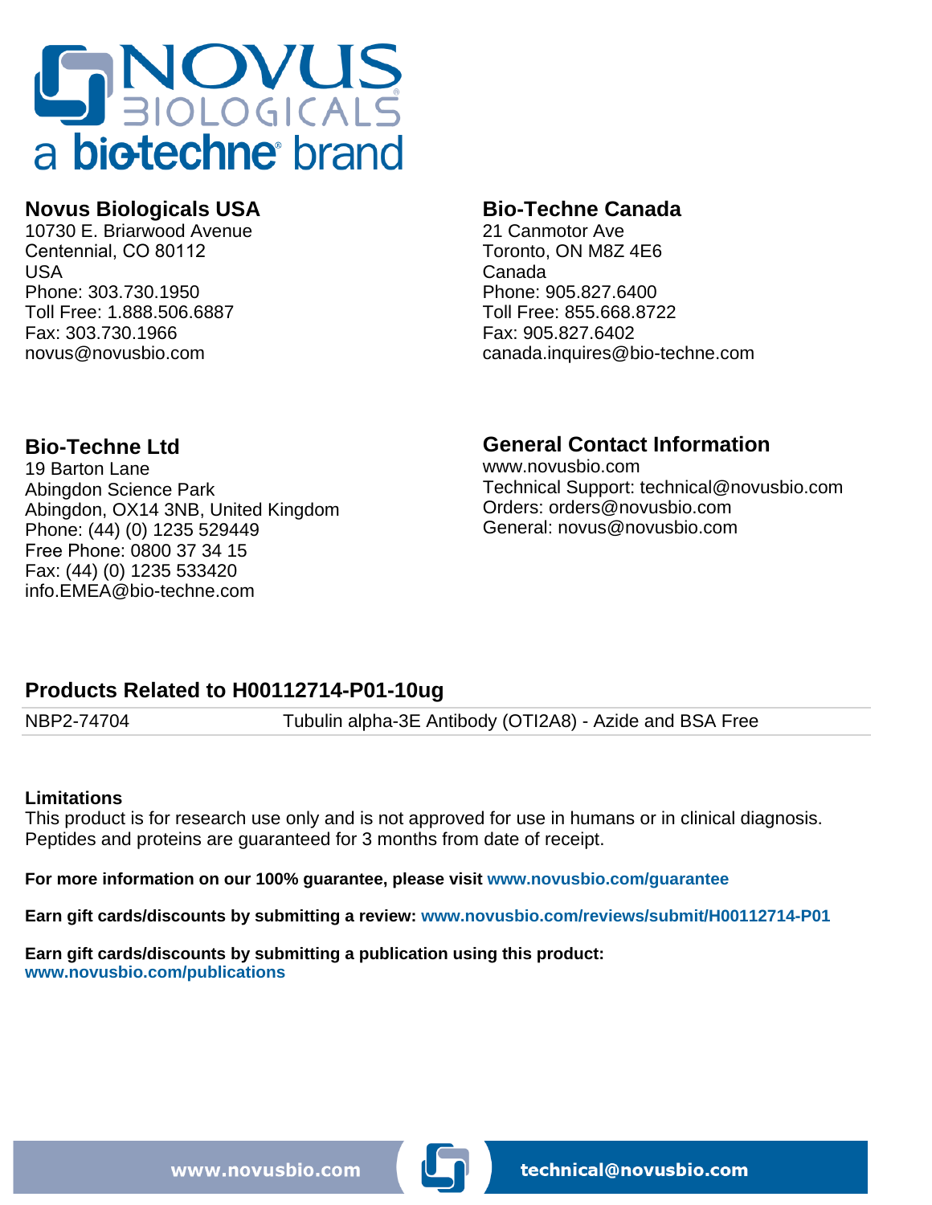## Novus Biologicals USA

10730 E. Briarwood Avenue
Centennial, CO 80112
USA
Phone: 303.730.1950
Toll Free: 1.888.506.6887
Fax: 303.730.1966
novus@novusbio.com

## Bio-Techne Canada

21 Canmotor Ave
Toronto, ON M8Z 4E6
Canada
Phone: 905.827.6400
Toll Free: 855.668.8722
Fax: 905.827.6402
canada.inquires@bio-techne.com

## Bio-Techne Ltd

19 Barton Lane
Abingdon Science Park
Abingdon, OX14 3NB, United Kingdom
Phone: (44) (0) 1235 529449
Free Phone: 0800 37 34 15
Fax: (44) (0) 1235 533420
info.EMEA@bio-techne.com

## General Contact Information

www.novusbio.com
Technical Support: technical@novusbio.com
Orders: orders@novusbio.com
General: novus@novusbio.com

## Products Related to H00112714-P01-10ug

| | |
|---|---|
| NBP2-74704 | Tubulin alpha-3E Antibody (OTI2A8) - Azide and BSA Free |

**Limitations**

This product is for research use only and is not approved for use in humans or in clinical diagnosis. Peptides and proteins are guaranteed for 3 months from date of receipt.

**For more information on our 100% guarantee, please visit www.novusbio.com/guarantee**

**Earn gift cards/discounts by submitting a review: www.novusbio.com/reviews/submit/H00112714-P01**

**Earn gift cards/discounts by submitting a publication using this product:**
**www.novusbio.com/publications**